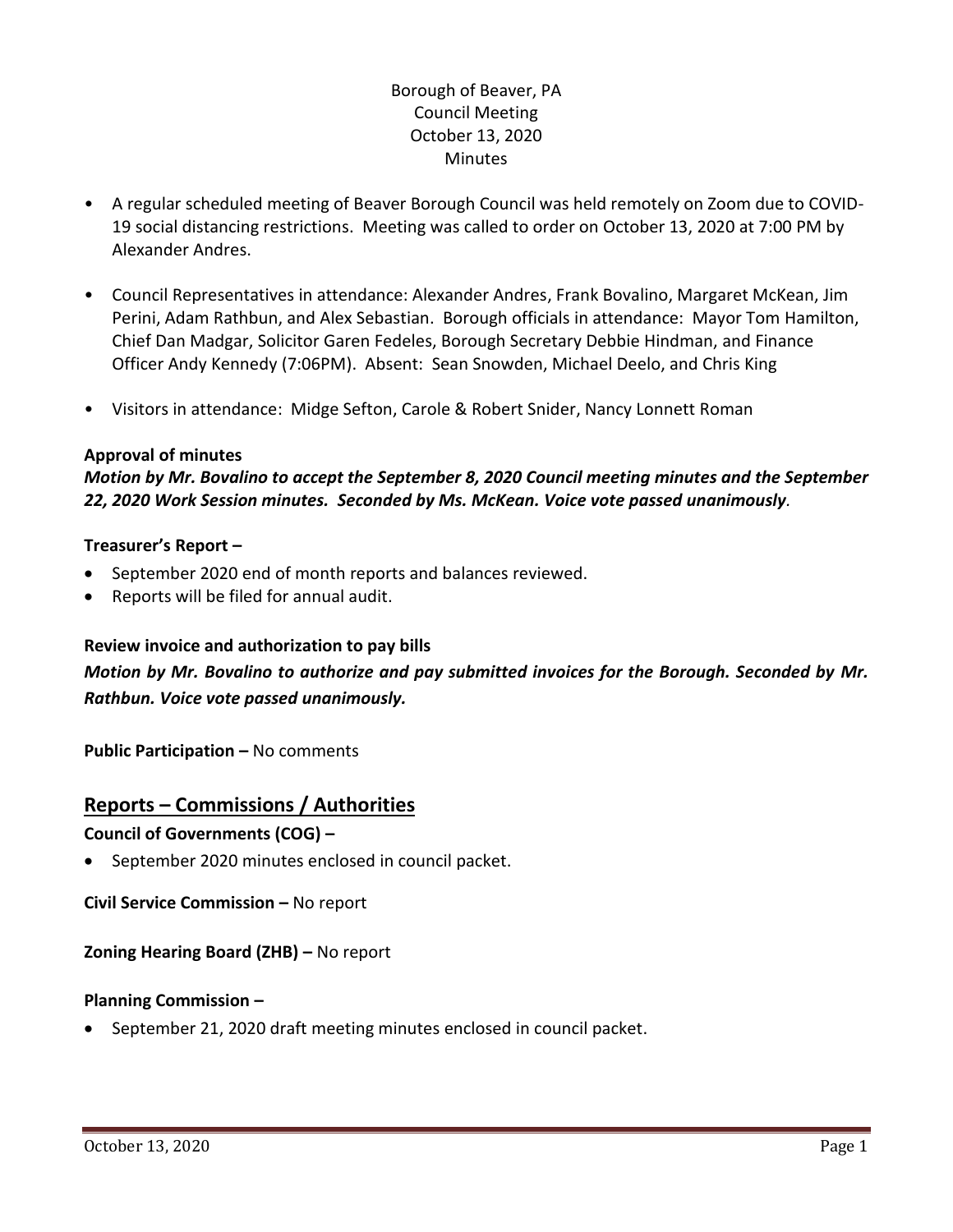Borough of Beaver, PA
Council Meeting
October 13, 2020
Minutes

- A regular scheduled meeting of Beaver Borough Council was held remotely on Zoom due to COVID-19 social distancing restrictions. Meeting was called to order on October 13, 2020 at 7:00 PM by Alexander Andres.

- Council Representatives in attendance: Alexander Andres, Frank Bovalino, Margaret McKean, Jim Perini, Adam Rathbun, and Alex Sebastian. Borough officials in attendance: Mayor Tom Hamilton, Chief Dan Madgar, Solicitor Garen Fedeles, Borough Secretary Debbie Hindman, and Finance Officer Andy Kennedy (7:06PM). Absent: Sean Snowden, Michael Deelo, and Chris King

- Visitors in attendance: Midge Sefton, Carole & Robert Snider, Nancy Lonnett Roman

**Approval of minutes**

***Motion by Mr. Bovalino to accept the September 8, 2020 Council meeting minutes and the September 22, 2020 Work Session minutes. Seconded by Ms. McKean. Voice vote passed unanimously*.**

**Treasurer's Report –**

- September 2020 end of month reports and balances reviewed.
- Reports will be filed for annual audit.

**Review invoice and authorization to pay bills**

***Motion by Mr. Bovalino to authorize and pay submitted invoices for the Borough. Seconded by Mr. Rathbun. Voice vote passed unanimously.***

**Public Participation –** No comments

## Reports – Commissions / Authorities

**Council of Governments (COG) –**

- September 2020 minutes enclosed in council packet.

**Civil Service Commission –** No report

**Zoning Hearing Board (ZHB) –** No report

**Planning Commission –**

- September 21, 2020 draft meeting minutes enclosed in council packet.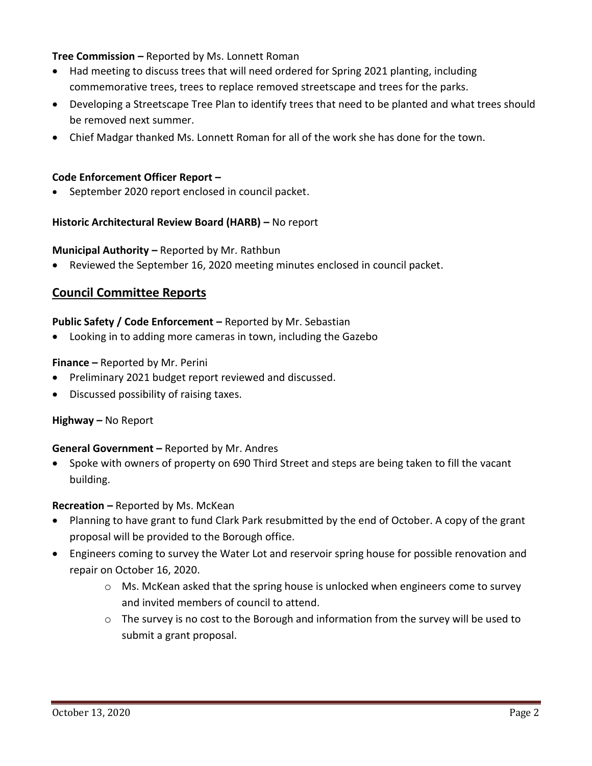**Tree Commission –** Reported by Ms. Lonnett Roman

- Had meeting to discuss trees that will need ordered for Spring 2021 planting, including commemorative trees, trees to replace removed streetscape and trees for the parks.
- Developing a Streetscape Tree Plan to identify trees that need to be planted and what trees should be removed next summer.
- Chief Madgar thanked Ms. Lonnett Roman for all of the work she has done for the town.

**Code Enforcement Officer Report –**

- September 2020 report enclosed in council packet.

**Historic Architectural Review Board (HARB) –** No report

**Municipal Authority –** Reported by Mr. Rathbun

- Reviewed the September 16, 2020 meeting minutes enclosed in council packet.

## Council Committee Reports

**Public Safety / Code Enforcement –** Reported by Mr. Sebastian

- Looking in to adding more cameras in town, including the Gazebo

**Finance –** Reported by Mr. Perini

- Preliminary 2021 budget report reviewed and discussed.
- Discussed possibility of raising taxes.

**Highway –** No Report

**General Government –** Reported by Mr. Andres

- Spoke with owners of property on 690 Third Street and steps are being taken to fill the vacant building.

**Recreation –** Reported by Ms. McKean

- Planning to have grant to fund Clark Park resubmitted by the end of October. A copy of the grant proposal will be provided to the Borough office.
- Engineers coming to survey the Water Lot and reservoir spring house for possible renovation and repair on October 16, 2020.
  - Ms. McKean asked that the spring house is unlocked when engineers come to survey and invited members of council to attend.
  - The survey is no cost to the Borough and information from the survey will be used to submit a grant proposal.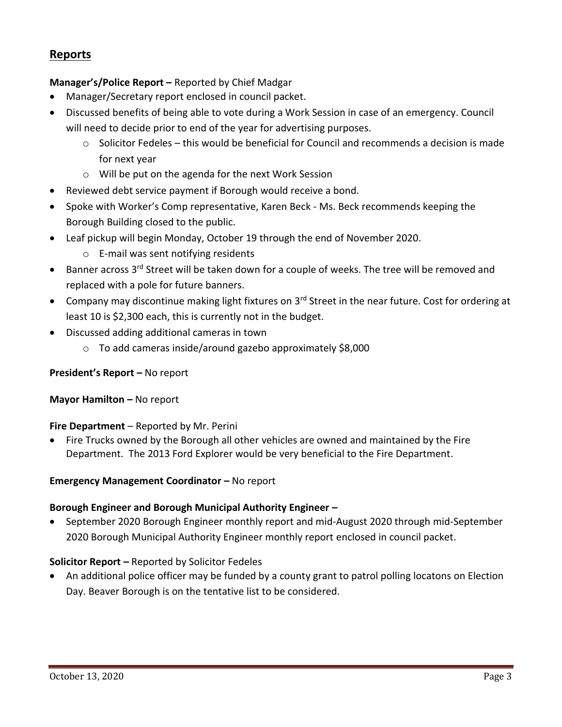## Reports

**Manager's/Police Report –** Reported by Chief Madgar

- Manager/Secretary report enclosed in council packet.
- Discussed benefits of being able to vote during a Work Session in case of an emergency. Council will need to decide prior to end of the year for advertising purposes.
    - Solicitor Fedeles – this would be beneficial for Council and recommends a decision is made for next year
    - Will be put on the agenda for the next Work Session
- Reviewed debt service payment if Borough would receive a bond.
- Spoke with Worker's Comp representative, Karen Beck - Ms. Beck recommends keeping the Borough Building closed to the public.
- Leaf pickup will begin Monday, October 19 through the end of November 2020.
    - E-mail was sent notifying residents
- Banner across 3rd Street will be taken down for a couple of weeks. The tree will be removed and replaced with a pole for future banners.
- Company may discontinue making light fixtures on 3rd Street in the near future. Cost for ordering at least 10 is $2,300 each, this is currently not in the budget.
- Discussed adding additional cameras in town
    - To add cameras inside/around gazebo approximately $8,000

**President's Report –** No report

**Mayor Hamilton –** No report

**Fire Department** – Reported by Mr. Perini

- Fire Trucks owned by the Borough all other vehicles are owned and maintained by the Fire Department. The 2013 Ford Explorer would be very beneficial to the Fire Department.

**Emergency Management Coordinator –** No report

**Borough Engineer and Borough Municipal Authority Engineer –**

- September 2020 Borough Engineer monthly report and mid-August 2020 through mid-September 2020 Borough Municipal Authority Engineer monthly report enclosed in council packet.

**Solicitor Report –** Reported by Solicitor Fedeles

- An additional police officer may be funded by a county grant to patrol polling locatons on Election Day. Beaver Borough is on the tentative list to be considered.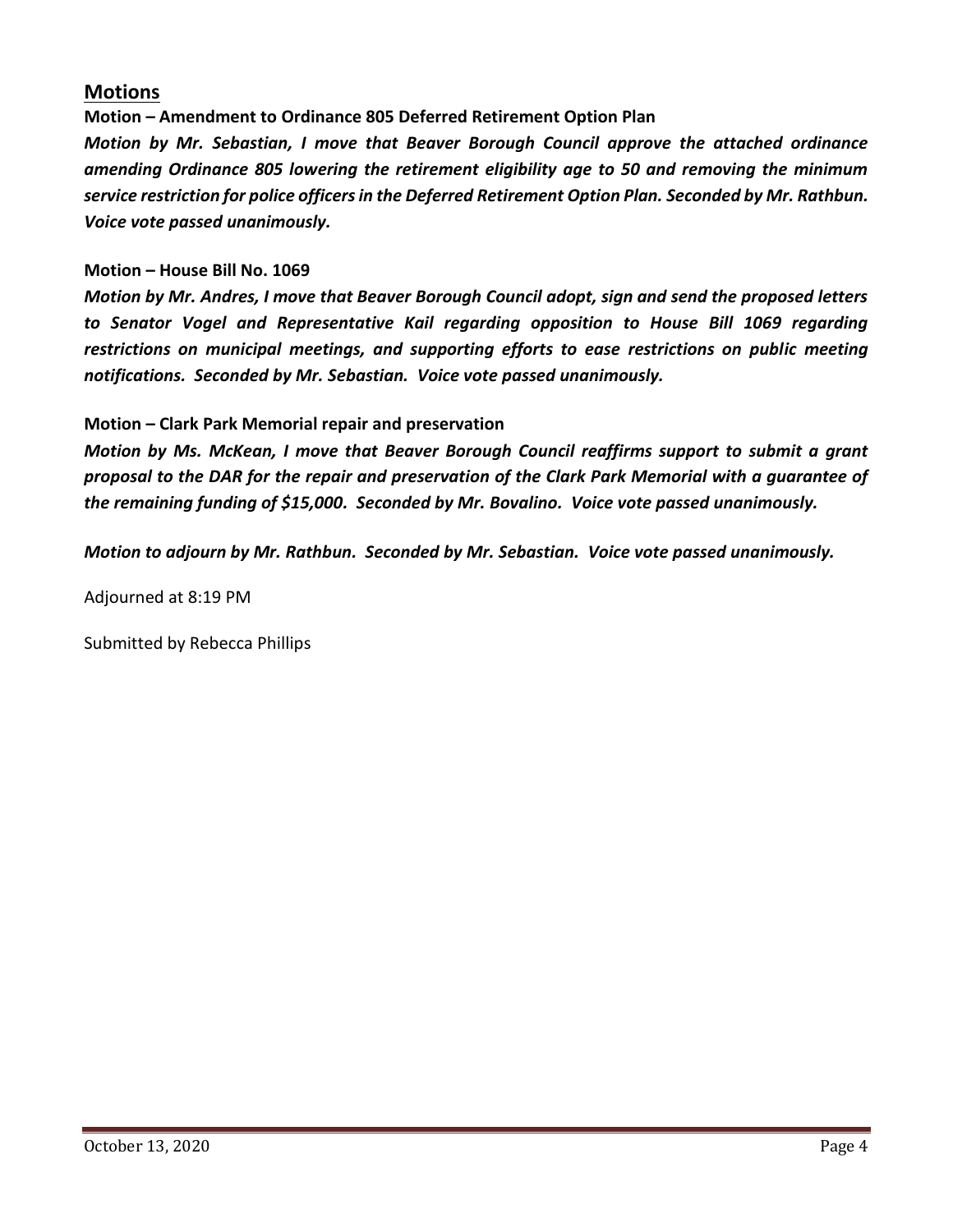## Motions

**Motion – Amendment to Ordinance 805 Deferred Retirement Option Plan**

***Motion by Mr. Sebastian, I move that Beaver Borough Council approve the attached ordinance amending Ordinance 805 lowering the retirement eligibility age to 50 and removing the minimum service restriction for police officers in the Deferred Retirement Option Plan. Seconded by Mr. Rathbun. Voice vote passed unanimously.***

**Motion – House Bill No. 1069**

***Motion by Mr. Andres, I move that Beaver Borough Council adopt, sign and send the proposed letters to Senator Vogel and Representative Kail regarding opposition to House Bill 1069 regarding restrictions on municipal meetings, and supporting efforts to ease restrictions on public meeting notifications. Seconded by Mr. Sebastian. Voice vote passed unanimously.***

**Motion – Clark Park Memorial repair and preservation**

***Motion by Ms. McKean, I move that Beaver Borough Council reaffirms support to submit a grant proposal to the DAR for the repair and preservation of the Clark Park Memorial with a guarantee of the remaining funding of $15,000. Seconded by Mr. Bovalino. Voice vote passed unanimously.***

***Motion to adjourn by Mr. Rathbun. Seconded by Mr. Sebastian. Voice vote passed unanimously.***

Adjourned at 8:19 PM

Submitted by Rebecca Phillips